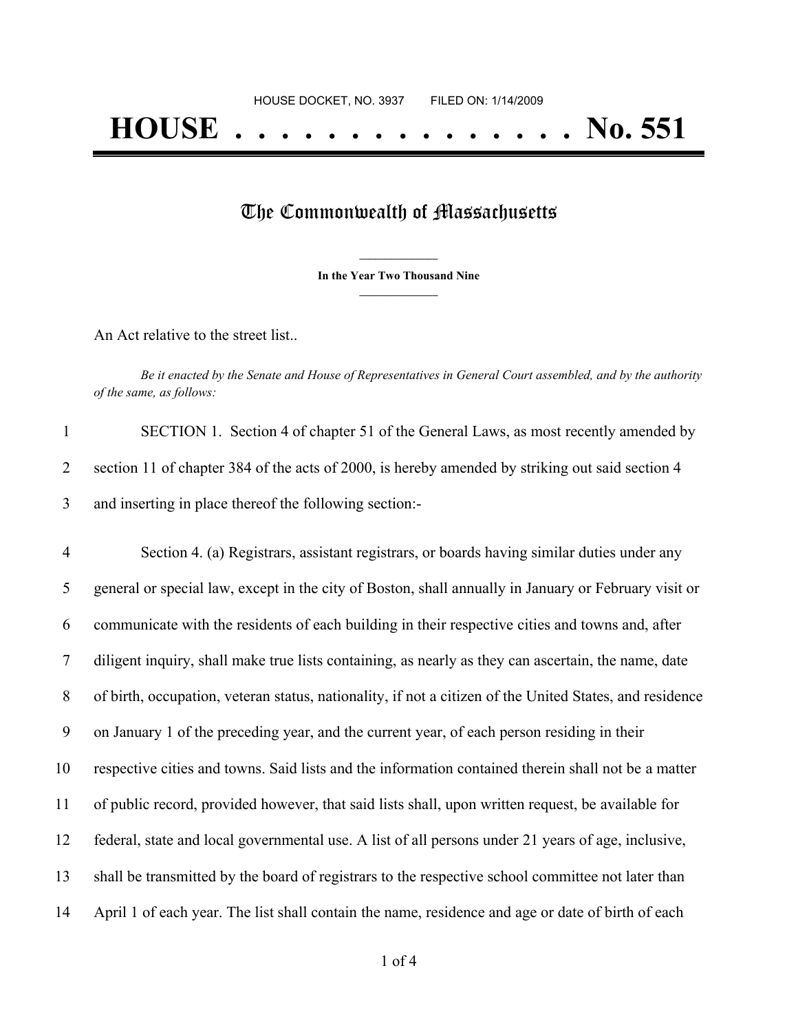HOUSE DOCKET, NO. 3937 FILED ON: 1/14/2009

# HOUSE . . . . . . . . . . . . . . . No. 551

## The Commonwealth of Massachusetts

**In the Year Two Thousand Nine**

An Act relative to the street list..

*Be it enacted by the Senate and House of Representatives in General Court assembled, and by the authority of the same, as follows:*

1 SECTION 1. Section 4 of chapter 51 of the General Laws, as most recently amended by
2 section 11 of chapter 384 of the acts of 2000, is hereby amended by striking out said section 4
3 and inserting in place thereof the following section:-

4 Section 4. (a) Registrars, assistant registrars, or boards having similar duties under any
5 general or special law, except in the city of Boston, shall annually in January or February visit or
6 communicate with the residents of each building in their respective cities and towns and, after
7 diligent inquiry, shall make true lists containing, as nearly as they can ascertain, the name, date
8 of birth, occupation, veteran status, nationality, if not a citizen of the United States, and residence
9 on January 1 of the preceding year, and the current year, of each person residing in their
10 respective cities and towns. Said lists and the information contained therein shall not be a matter
11 of public record, provided however, that said lists shall, upon written request, be available for
12 federal, state and local governmental use. A list of all persons under 21 years of age, inclusive,
13 shall be transmitted by the board of registrars to the respective school committee not later than
14 April 1 of each year. The list shall contain the name, residence and age or date of birth of each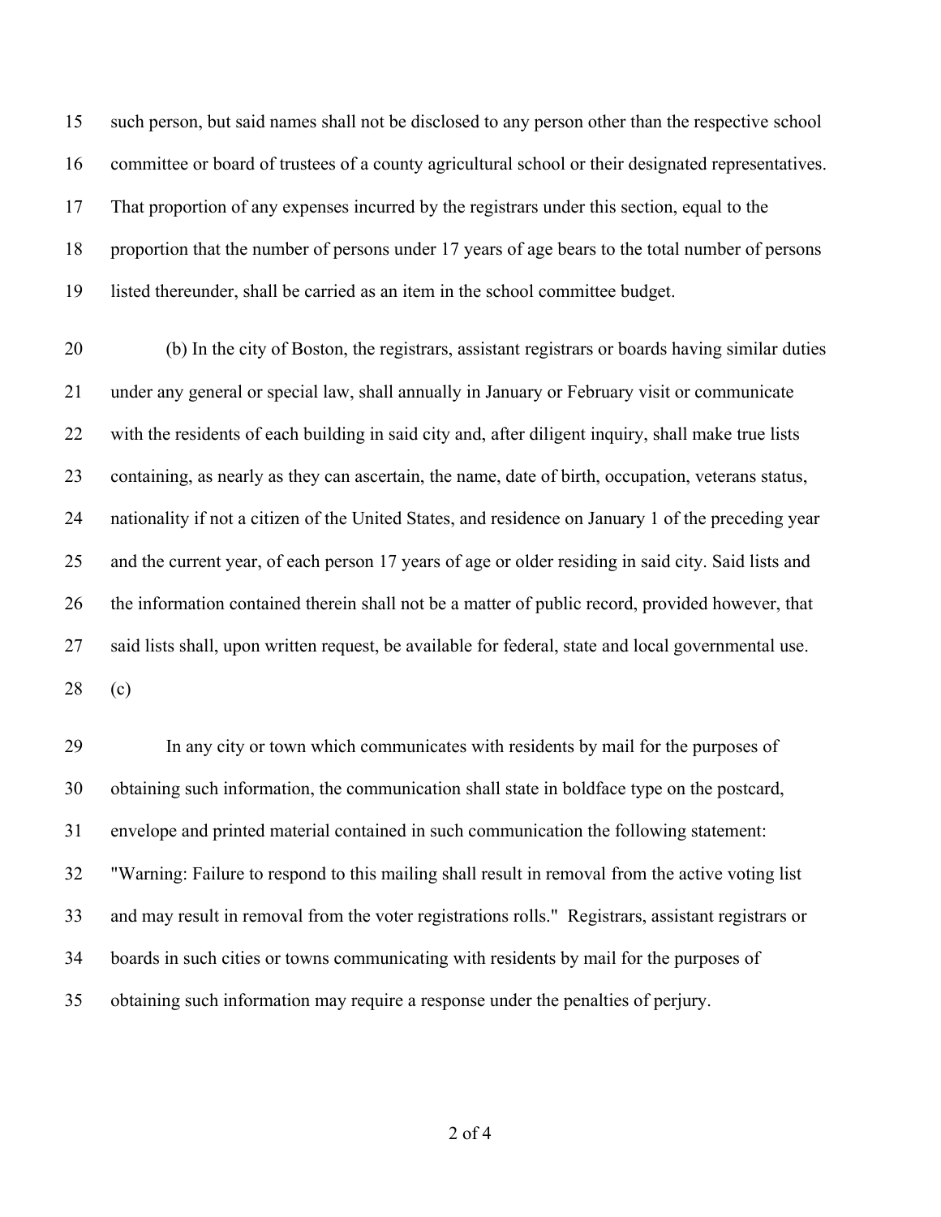such person, but said names shall not be disclosed to any person other than the respective school committee or board of trustees of a county agricultural school or their designated representatives. That proportion of any expenses incurred by the registrars under this section, equal to the proportion that the number of persons under 17 years of age bears to the total number of persons listed thereunder, shall be carried as an item in the school committee budget.

(b) In the city of Boston, the registrars, assistant registrars or boards having similar duties under any general or special law, shall annually in January or February visit or communicate with the residents of each building in said city and, after diligent inquiry, shall make true lists containing, as nearly as they can ascertain, the name, date of birth, occupation, veterans status, nationality if not a citizen of the United States, and residence on January 1 of the preceding year and the current year, of each person 17 years of age or older residing in said city. Said lists and the information contained therein shall not be a matter of public record, provided however, that said lists shall, upon written request, be available for federal, state and local governmental use.

(c)

In any city or town which communicates with residents by mail for the purposes of obtaining such information, the communication shall state in boldface type on the postcard, envelope and printed material contained in such communication the following statement: "Warning: Failure to respond to this mailing shall result in removal from the active voting list and may result in removal from the voter registrations rolls." Registrars, assistant registrars or boards in such cities or towns communicating with residents by mail for the purposes of obtaining such information may require a response under the penalties of perjury.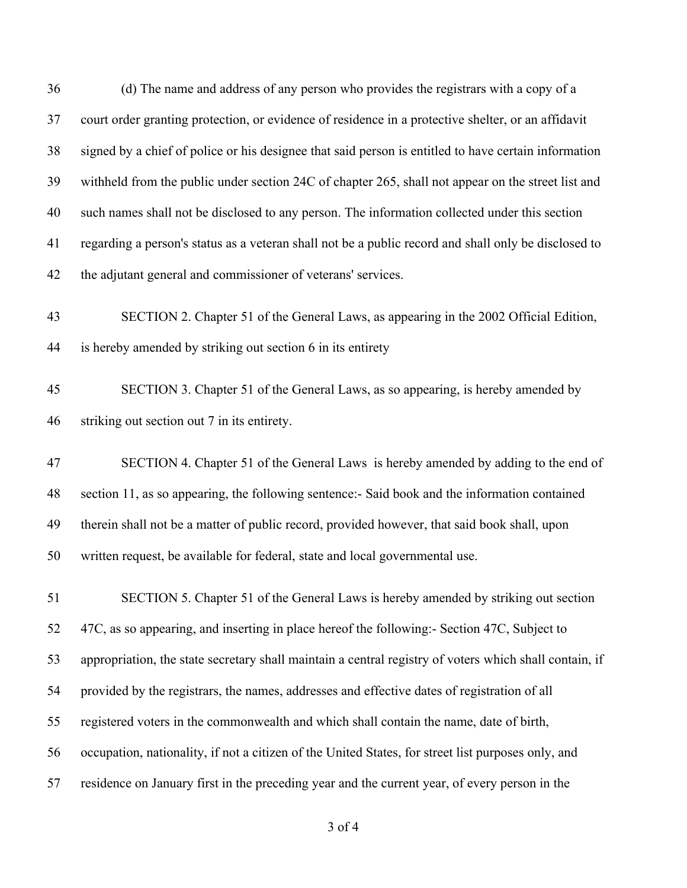(d) The name and address of any person who provides the registrars with a copy of a court order granting protection, or evidence of residence in a protective shelter, or an affidavit signed by a chief of police or his designee that said person is entitled to have certain information withheld from the public under section 24C of chapter 265, shall not appear on the street list and such names shall not be disclosed to any person. The information collected under this section regarding a person's status as a veteran shall not be a public record and shall only be disclosed to the adjutant general and commissioner of veterans' services.

SECTION 2. Chapter 51 of the General Laws, as appearing in the 2002 Official Edition, is hereby amended by striking out section 6 in its entirety

SECTION 3. Chapter 51 of the General Laws, as so appearing, is hereby amended by striking out section out 7 in its entirety.

SECTION 4. Chapter 51 of the General Laws is hereby amended by adding to the end of section 11, as so appearing, the following sentence:- Said book and the information contained therein shall not be a matter of public record, provided however, that said book shall, upon written request, be available for federal, state and local governmental use.

SECTION 5. Chapter 51 of the General Laws is hereby amended by striking out section 47C, as so appearing, and inserting in place hereof the following:- Section 47C, Subject to appropriation, the state secretary shall maintain a central registry of voters which shall contain, if provided by the registrars, the names, addresses and effective dates of registration of all registered voters in the commonwealth and which shall contain the name, date of birth, occupation, nationality, if not a citizen of the United States, for street list purposes only, and residence on January first in the preceding year and the current year, of every person in the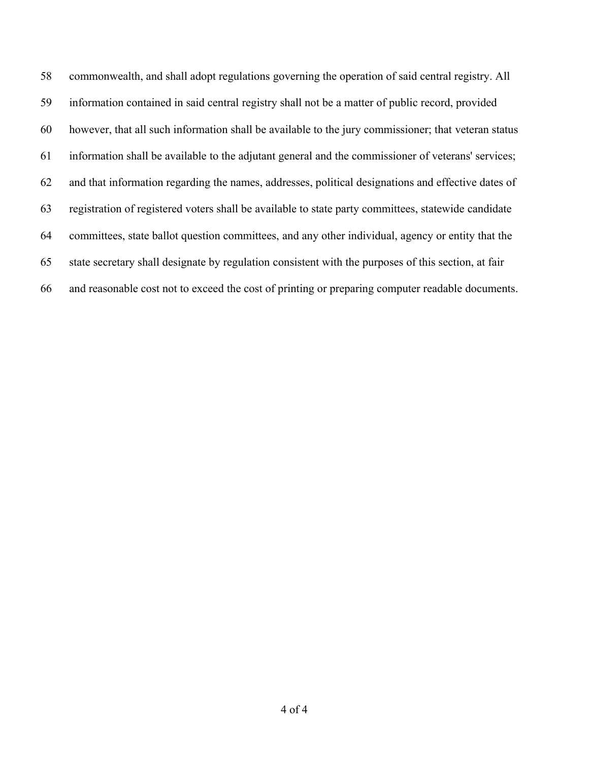58 commonwealth, and shall adopt regulations governing the operation of said central registry. All
59 information contained in said central registry shall not be a matter of public record, provided
60 however, that all such information shall be available to the jury commissioner; that veteran status
61 information shall be available to the adjutant general and the commissioner of veterans' services;
62 and that information regarding the names, addresses, political designations and effective dates of
63 registration of registered voters shall be available to state party committees, statewide candidate
64 committees, state ballot question committees, and any other individual, agency or entity that the
65 state secretary shall designate by regulation consistent with the purposes of this section, at fair
66 and reasonable cost not to exceed the cost of printing or preparing computer readable documents.